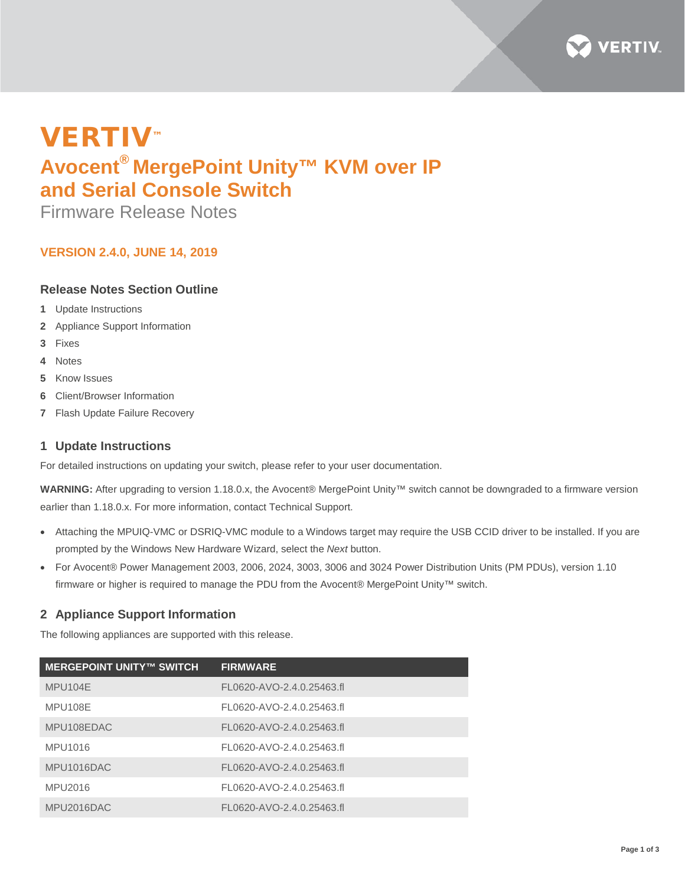# VERTIV™

# Avocent® MergePoint Unity™ KVM over IP and Serial Console Switch

Firmware Release Notes

**VERSION 2.4.0, JUNE 14, 2019**

### Release Notes Section Outline

1. Update Instructions
2. Appliance Support Information
3. Fixes
4. Notes
5. Know Issues
6. Client/Browser Information
7. Flash Update Failure Recovery

## 1 Update Instructions

For detailed instructions on updating your switch, please refer to your user documentation.

**WARNING:** After upgrading to version 1.18.0.x, the Avocent® MergePoint Unity™ switch cannot be downgraded to a firmware version earlier than 1.18.0.x. For more information, contact Technical Support.

- Attaching the MPUIQ-VMC or DSRIQ-VMC module to a Windows target may require the USB CCID driver to be installed. If you are prompted by the Windows New Hardware Wizard, select the *Next* button.
- For Avocent® Power Management 2003, 2006, 2024, 3003, 3006 and 3024 Power Distribution Units (PM PDUs), version 1.10 firmware or higher is required to manage the PDU from the Avocent® MergePoint Unity™ switch.

## 2 Appliance Support Information

The following appliances are supported with this release.

| MERGEPOINT UNITY™ SWITCH | FIRMWARE |
|---|---|
| MPU104E | FL0620-AVO-2.4.0.25463.fl |
| MPU108E | FL0620-AVO-2.4.0.25463.fl |
| MPU108EDAC | FL0620-AVO-2.4.0.25463.fl |
| MPU1016 | FL0620-AVO-2.4.0.25463.fl |
| MPU1016DAC | FL0620-AVO-2.4.0.25463.fl |
| MPU2016 | FL0620-AVO-2.4.0.25463.fl |
| MPU2016DAC | FL0620-AVO-2.4.0.25463.fl |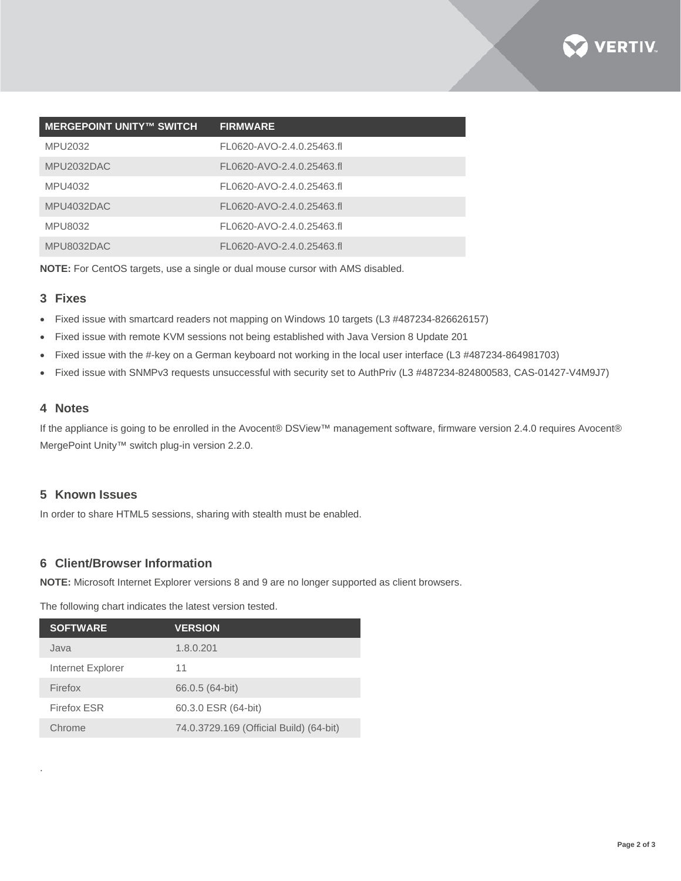| MERGEPOINT UNITY™ SWITCH | FIRMWARE |
| --- | --- |
| MPU2032 | FL0620-AVO-2.4.0.25463.fl |
| MPU2032DAC | FL0620-AVO-2.4.0.25463.fl |
| MPU4032 | FL0620-AVO-2.4.0.25463.fl |
| MPU4032DAC | FL0620-AVO-2.4.0.25463.fl |
| MPU8032 | FL0620-AVO-2.4.0.25463.fl |
| MPU8032DAC | FL0620-AVO-2.4.0.25463.fl |

**NOTE:** For CentOS targets, use a single or dual mouse cursor with AMS disabled.

## 3 Fixes

- Fixed issue with smartcard readers not mapping on Windows 10 targets (L3 #487234-826626157)
- Fixed issue with remote KVM sessions not being established with Java Version 8 Update 201
- Fixed issue with the #-key on a German keyboard not working in the local user interface (L3 #487234-864981703)
- Fixed issue with SNMPv3 requests unsuccessful with security set to AuthPriv (L3 #487234-824800583, CAS-01427-V4M9J7)

## 4 Notes

If the appliance is going to be enrolled in the Avocent® DSView™ management software, firmware version 2.4.0 requires Avocent® MergePoint Unity™ switch plug-in version 2.2.0.

## 5 Known Issues

In order to share HTML5 sessions, sharing with stealth must be enabled.

## 6 Client/Browser Information

**NOTE:** Microsoft Internet Explorer versions 8 and 9 are no longer supported as client browsers.

The following chart indicates the latest version tested.

| SOFTWARE | VERSION |
| --- | --- |
| Java | 1.8.0.201 |
| Internet Explorer | 11 |
| Firefox | 66.0.5 (64-bit) |
| Firefox ESR | 60.3.0 ESR (64-bit) |
| Chrome | 74.0.3729.169 (Official Build) (64-bit) |

.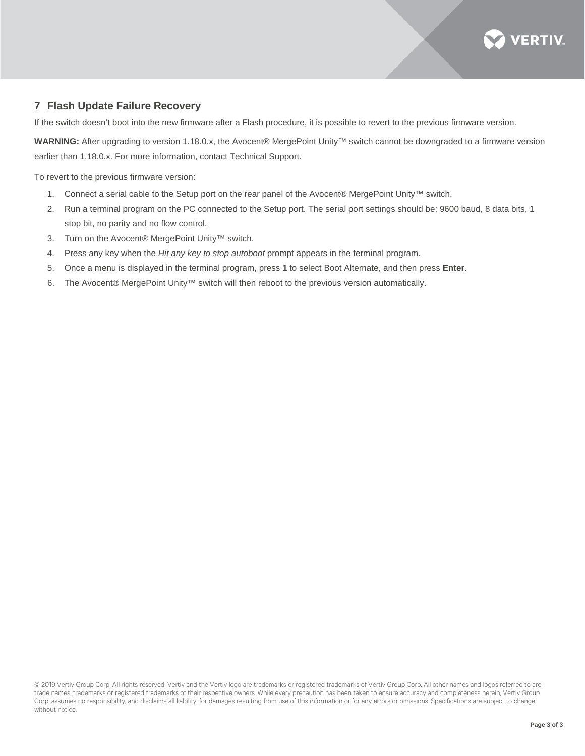## 7 Flash Update Failure Recovery

If the switch doesn't boot into the new firmware after a Flash procedure, it is possible to revert to the previous firmware version.

**WARNING:** After upgrading to version 1.18.0.x, the Avocent® MergePoint Unity™ switch cannot be downgraded to a firmware version earlier than 1.18.0.x. For more information, contact Technical Support.

To revert to the previous firmware version:

1. Connect a serial cable to the Setup port on the rear panel of the Avocent® MergePoint Unity™ switch.
2. Run a terminal program on the PC connected to the Setup port. The serial port settings should be: 9600 baud, 8 data bits, 1 stop bit, no parity and no flow control.
3. Turn on the Avocent® MergePoint Unity™ switch.
4. Press any key when the *Hit any key to stop autoboot* prompt appears in the terminal program.
5. Once a menu is displayed in the terminal program, press **1** to select Boot Alternate, and then press **Enter**.
6. The Avocent® MergePoint Unity™ switch will then reboot to the previous version automatically.

© 2019 Vertiv Group Corp. All rights reserved. Vertiv and the Vertiv logo are trademarks or registered trademarks of Vertiv Group Corp. All other names and logos referred to are trade names, trademarks or registered trademarks of their respective owners. While every precaution has been taken to ensure accuracy and completeness herein, Vertiv Group Corp. assumes no responsibility, and disclaims all liability, for damages resulting from use of this information or for any errors or omissions. Specifications are subject to change without notice.